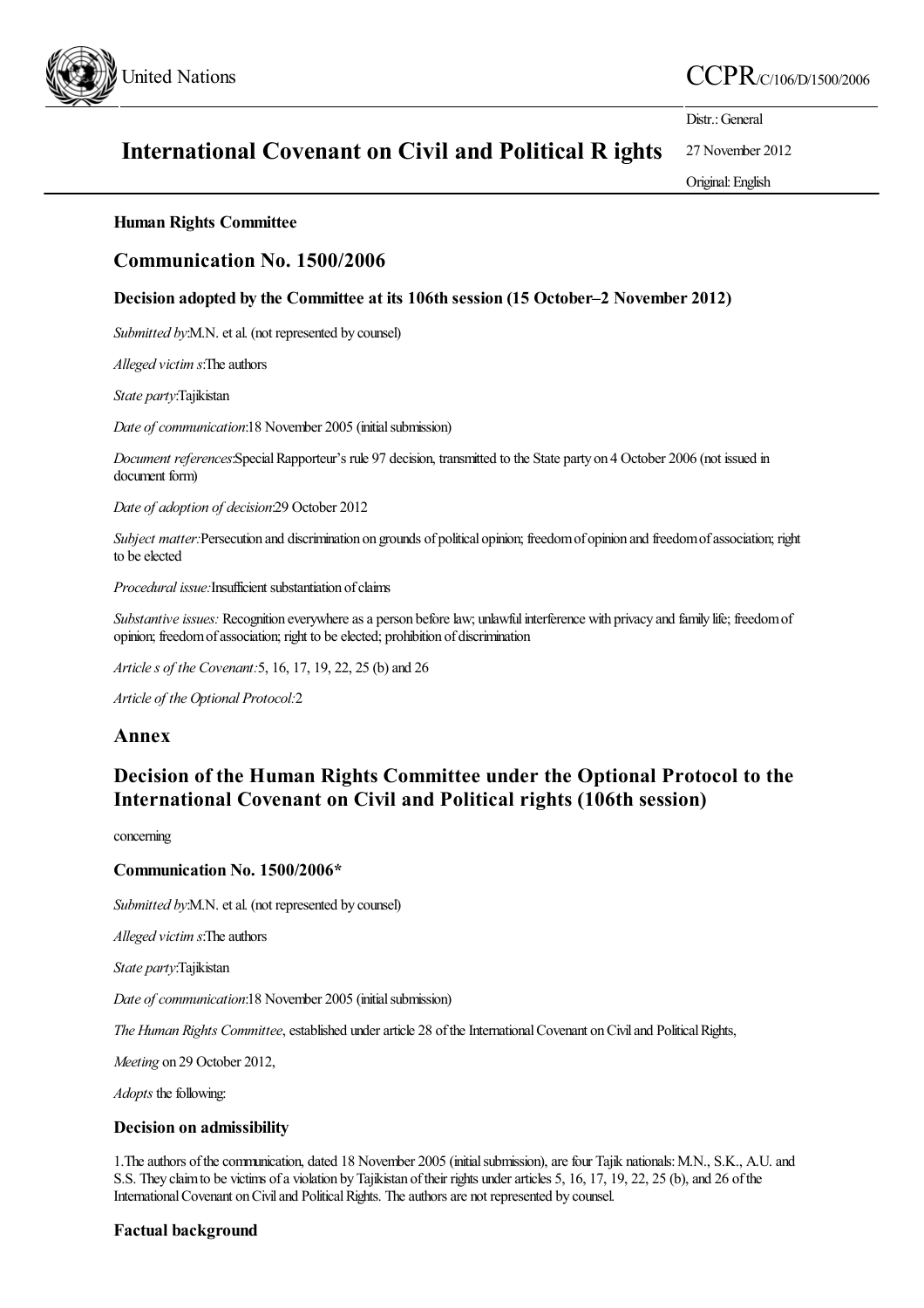United Nations

CCPR/C/106/D/1500/2006

# International Covenant on Civil and Political R ights

Distr.: General

27 November 2012

Original: English

**Human Rights Committee**

## Communication No. 1500/2006

**Decision adopted by the Committee at its 106th session (15 October–2 November 2012)**

*Submitted by:* M.N. et al. (not represented by counsel)

*Alleged victim s:* The authors

*State party:* Tajikistan

*Date of communication:* 18 November 2005 (initial submission)

*Document references:* Special Rapporteur's rule 97 decision, transmitted to the State party on 4 October 2006 (not issued in document form)

*Date of adoption of decision:* 29 October 2012

*Subject matter:* Persecution and discrimination on grounds of political opinion; freedom of opinion and freedom of association; right to be elected

*Procedural issue:* Insufficient substantiation of claims

*Substantive issues:* Recognition everywhere as a person before law; unlawful interference with privacy and family life; freedom of opinion; freedom of association; right to be elected; prohibition of discrimination

*Article s of the Covenant:* 5, 16, 17, 19, 22, 25 (b) and 26

*Article of the Optional Protocol:* 2

## Annex

## Decision of the Human Rights Committee under the Optional Protocol to the International Covenant on Civil and Political rights (106th session)

concerning

### Communication No. 1500/2006*

*Submitted by:* M.N. et al. (not represented by counsel)

*Alleged victim s:* The authors

*State party:* Tajikistan

*Date of communication:* 18 November 2005 (initial submission)

*The Human Rights Committee*, established under article 28 of the International Covenant on Civil and Political Rights,

*Meeting* on 29 October 2012,

*Adopts* the following:

### Decision on admissibility

1. The authors of the communication, dated 18 November 2005 (initial submission), are four Tajik nationals: M.N., S.K., A.U. and S.S. They claim to be victims of a violation by Tajikistan of their rights under articles 5, 16, 17, 19, 22, 25 (b), and 26 of the International Covenant on Civil and Political Rights. The authors are not represented by counsel.

### Factual background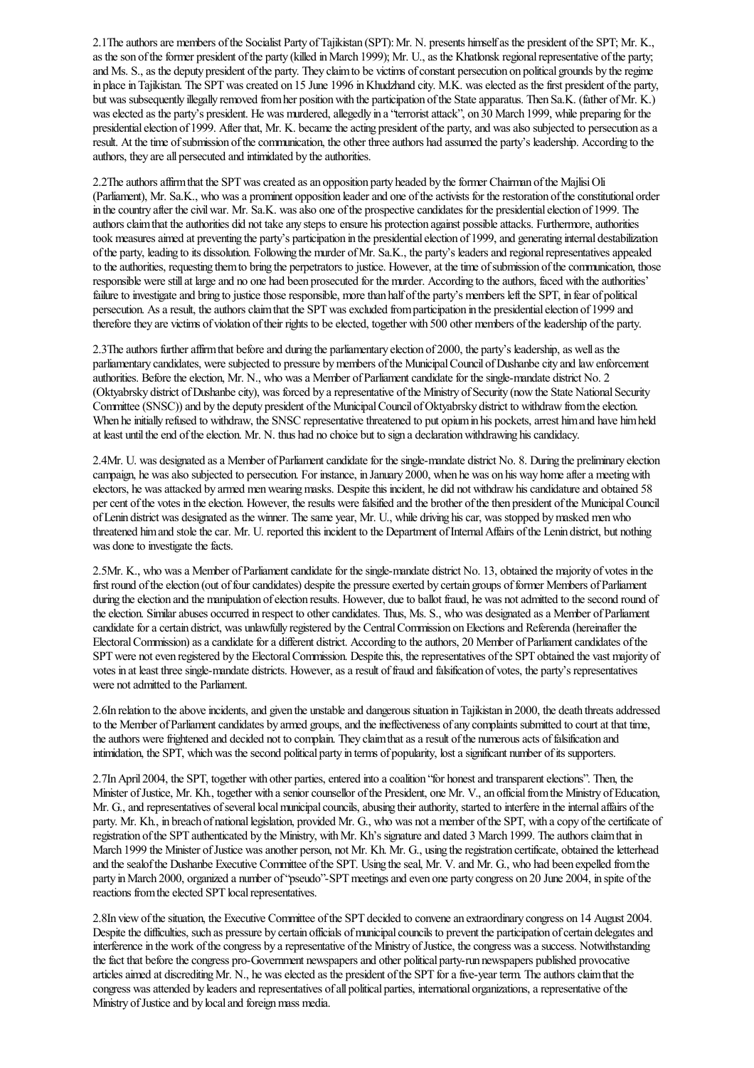2.1The authors are members of the Socialist Party of Tajikistan (SPT): Mr. N. presents himself as the president of the SPT; Mr. K., as the son of the former president of the party (killed in March 1999); Mr. U., as the Khatlonsk regional representative of the party; and Ms. S., as the deputy president of the party. They claim to be victims of constant persecution on political grounds by the regime in place in Tajikistan. The SPT was created on 15 June 1996 in Khudzhand city. M.K. was elected as the first president of the party, but was subsequently illegally removed from her position with the participation of the State apparatus. Then Sa.K. (father of Mr. K.) was elected as the party's president. He was murdered, allegedly in a "terrorist attack", on 30 March 1999, while preparing for the presidential election of 1999. After that, Mr. K. became the acting president of the party, and was also subjected to persecution as a result. At the time of submission of the communication, the other three authors had assumed the party's leadership. According to the authors, they are all persecuted and intimidated by the authorities.

2.2The authors affirm that the SPT was created as an opposition party headed by the former Chairman of the Majlisi Oli (Parliament), Mr. Sa.K., who was a prominent opposition leader and one of the activists for the restoration of the constitutional order in the country after the civil war. Mr. Sa.K. was also one of the prospective candidates for the presidential election of 1999. The authors claim that the authorities did not take any steps to ensure his protection against possible attacks. Furthermore, authorities took measures aimed at preventing the party's participation in the presidential election of 1999, and generating internal destabilization of the party, leading to its dissolution. Following the murder of Mr. Sa.K., the party's leaders and regional representatives appealed to the authorities, requesting them to bring the perpetrators to justice. However, at the time of submission of the communication, those responsible were still at large and no one had been prosecuted for the murder. According to the authors, faced with the authorities' failure to investigate and bring to justice those responsible, more than half of the party's members left the SPT, in fear of political persecution. As a result, the authors claim that the SPT was excluded from participation in the presidential election of 1999 and therefore they are victims of violation of their rights to be elected, together with 500 other members of the leadership of the party.

2.3The authors further affirm that before and during the parliamentary election of 2000, the party's leadership, as well as the parliamentary candidates, were subjected to pressure by members of the Municipal Council of Dushanbe city and law enforcement authorities. Before the election, Mr. N., who was a Member of Parliament candidate for the single-mandate district No. 2 (Oktyabrsky district of Dushanbe city), was forced by a representative of the Ministry of Security (now the State National Security Committee (SNSC)) and by the deputy president of the Municipal Council of Oktyabrsky district to withdraw from the election. When he initially refused to withdraw, the SNSC representative threatened to put opium in his pockets, arrest him and have him held at least until the end of the election. Mr. N. thus had no choice but to sign a declaration withdrawing his candidacy.

2.4Mr. U. was designated as a Member of Parliament candidate for the single-mandate district No. 8. During the preliminary election campaign, he was also subjected to persecution. For instance, in January 2000, when he was on his way home after a meeting with electors, he was attacked by armed men wearing masks. Despite this incident, he did not withdraw his candidature and obtained 58 per cent of the votes in the election. However, the results were falsified and the brother of the then president of the Municipal Council of Lenin district was designated as the winner. The same year, Mr. U., while driving his car, was stopped by masked men who threatened him and stole the car. Mr. U. reported this incident to the Department of Internal Affairs of the Lenin district, but nothing was done to investigate the facts.

2.5Mr. K., who was a Member of Parliament candidate for the single-mandate district No. 13, obtained the majority of votes in the first round of the election (out of four candidates) despite the pressure exerted by certain groups of former Members of Parliament during the election and the manipulation of election results. However, due to ballot fraud, he was not admitted to the second round of the election. Similar abuses occurred in respect to other candidates. Thus, Ms. S., who was designated as a Member of Parliament candidate for a certain district, was unlawfully registered by the Central Commission on Elections and Referenda (hereinafter the Electoral Commission) as a candidate for a different district. According to the authors, 20 Member of Parliament candidates of the SPT were not even registered by the Electoral Commission. Despite this, the representatives of the SPT obtained the vast majority of votes in at least three single-mandate districts. However, as a result of fraud and falsification of votes, the party's representatives were not admitted to the Parliament.

2.6In relation to the above incidents, and given the unstable and dangerous situation in Tajikistan in 2000, the death threats addressed to the Member of Parliament candidates by armed groups, and the ineffectiveness of any complaints submitted to court at that time, the authors were frightened and decided not to complain. They claim that as a result of the numerous acts of falsification and intimidation, the SPT, which was the second political party in terms of popularity, lost a significant number of its supporters.

2.7In April 2004, the SPT, together with other parties, entered into a coalition "for honest and transparent elections". Then, the Minister of Justice, Mr. Kh., together with a senior counsellor of the President, one Mr. V., an official from the Ministry of Education, Mr. G., and representatives of several local municipal councils, abusing their authority, started to interfere in the internal affairs of the party. Mr. Kh., in breach of national legislation, provided Mr. G., who was not a member of the SPT, with a copy of the certificate of registration of the SPT authenticated by the Ministry, with Mr. Kh's signature and dated 3 March 1999. The authors claim that in March 1999 the Minister of Justice was another person, not Mr. Kh. Mr. G., using the registration certificate, obtained the letterhead and the seal of the Dushanbe Executive Committee of the SPT. Using the seal, Mr. V. and Mr. G., who had been expelled from the party in March 2000, organized a number of "pseudo"-SPT meetings and even one party congress on 20 June 2004, in spite of the reactions from the elected SPT local representatives.

2.8In view of the situation, the Executive Committee of the SPT decided to convene an extraordinary congress on 14 August 2004. Despite the difficulties, such as pressure by certain officials of municipal councils to prevent the participation of certain delegates and interference in the work of the congress by a representative of the Ministry of Justice, the congress was a success. Notwithstanding the fact that before the congress pro-Government newspapers and other political party-run newspapers published provocative articles aimed at discrediting Mr. N., he was elected as the president of the SPT for a five-year term. The authors claim that the congress was attended by leaders and representatives of all political parties, international organizations, a representative of the Ministry of Justice and by local and foreign mass media.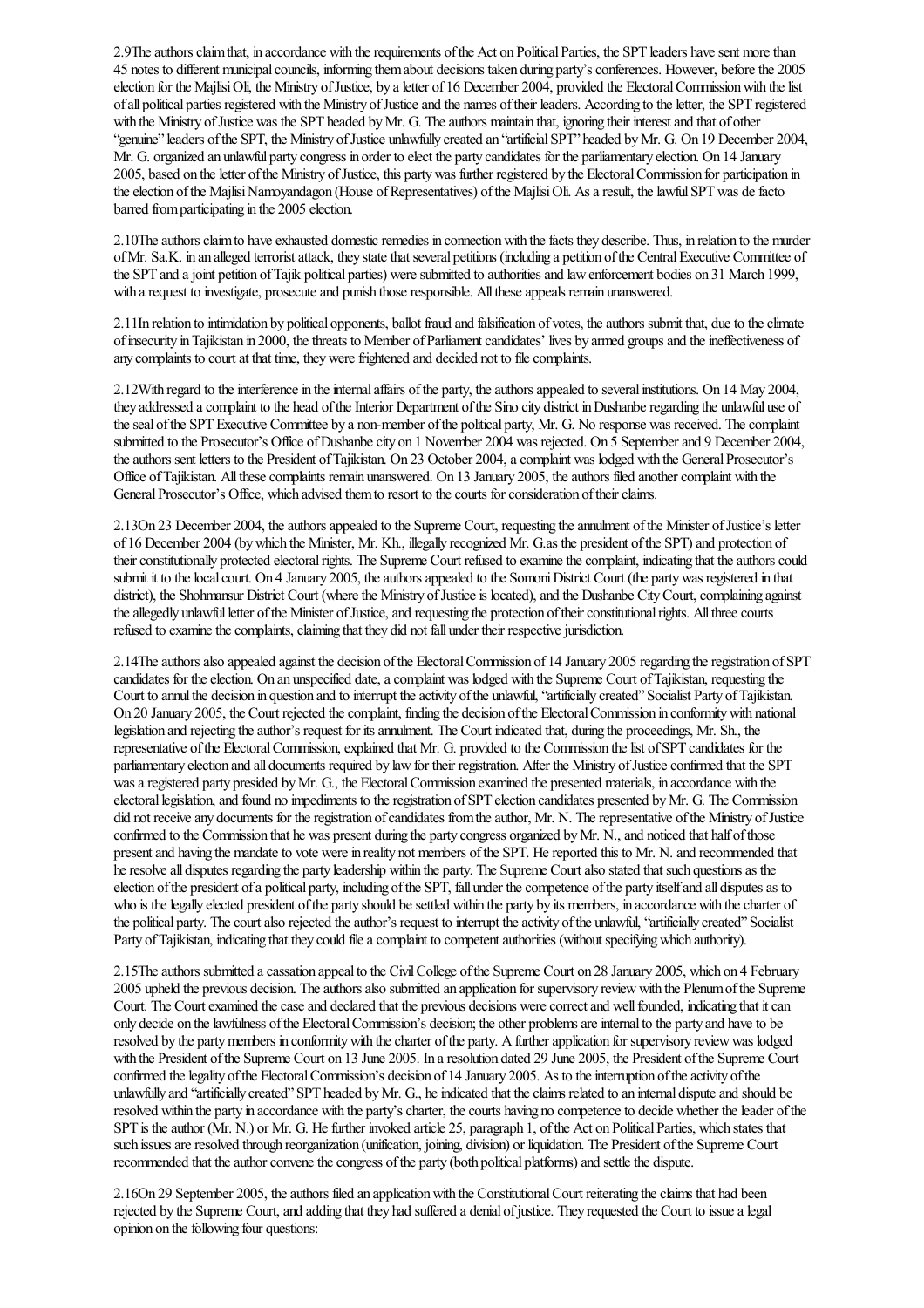2.9 The authors claim that, in accordance with the requirements of the Act on Political Parties, the SPT leaders have sent more than 45 notes to different municipal councils, informing them about decisions taken during party's conferences. However, before the 2005 election for the Majlisi Oli, the Ministry of Justice, by a letter of 16 December 2004, provided the Electoral Commission with the list of all political parties registered with the Ministry of Justice and the names of their leaders. According to the letter, the SPT registered with the Ministry of Justice was the SPT headed by Mr. G. The authors maintain that, ignoring their interest and that of other "genuine" leaders of the SPT, the Ministry of Justice unlawfully created an "artificial SPT" headed by Mr. G. On 19 December 2004, Mr. G. organized an unlawful party congress in order to elect the party candidates for the parliamentary election. On 14 January 2005, based on the letter of the Ministry of Justice, this party was further registered by the Electoral Commission for participation in the election of the Majlisi Namoyandagon (House of Representatives) of the Majlisi Oli. As a result, the lawful SPT was de facto barred from participating in the 2005 election.

2.10 The authors claim to have exhausted domestic remedies in connection with the facts they describe. Thus, in relation to the murder of Mr. Sa.K. in an alleged terrorist attack, they state that several petitions (including a petition of the Central Executive Committee of the SPT and a joint petition of Tajik political parties) were submitted to authorities and law enforcement bodies on 31 March 1999, with a request to investigate, prosecute and punish those responsible. All these appeals remain unanswered.

2.11 In relation to intimidation by political opponents, ballot fraud and falsification of votes, the authors submit that, due to the climate of insecurity in Tajikistan in 2000, the threats to Member of Parliament candidates' lives by armed groups and the ineffectiveness of any complaints to court at that time, they were frightened and decided not to file complaints.

2.12 With regard to the interference in the internal affairs of the party, the authors appealed to several institutions. On 14 May 2004, they addressed a complaint to the head of the Interior Department of the Sino city district in Dushanbe regarding the unlawful use of the seal of the SPT Executive Committee by a non-member of the political party, Mr. G. No response was received. The complaint submitted to the Prosecutor's Office of Dushanbe city on 1 November 2004 was rejected. On 5 September and 9 December 2004, the authors sent letters to the President of Tajikistan. On 23 October 2004, a complaint was lodged with the General Prosecutor's Office of Tajikistan. All these complaints remain unanswered. On 13 January 2005, the authors filed another complaint with the General Prosecutor's Office, which advised them to resort to the courts for consideration of their claims.

2.13 On 23 December 2004, the authors appealed to the Supreme Court, requesting the annulment of the Minister of Justice's letter of 16 December 2004 (by which the Minister, Mr. Kh., illegally recognized Mr. G.as the president of the SPT) and protection of their constitutionally protected electoral rights. The Supreme Court refused to examine the complaint, indicating that the authors could submit it to the local court. On 4 January 2005, the authors appealed to the Somoni District Court (the party was registered in that district), the Shohmansur District Court (where the Ministry of Justice is located), and the Dushanbe City Court, complaining against the allegedly unlawful letter of the Minister of Justice, and requesting the protection of their constitutional rights. All three courts refused to examine the complaints, claiming that they did not fall under their respective jurisdiction.

2.14 The authors also appealed against the decision of the Electoral Commission of 14 January 2005 regarding the registration of SPT candidates for the election. On an unspecified date, a complaint was lodged with the Supreme Court of Tajikistan, requesting the Court to annul the decision in question and to interrupt the activity of the unlawful, "artificially created" Socialist Party of Tajikistan. On 20 January 2005, the Court rejected the complaint, finding the decision of the Electoral Commission in conformity with national legislation and rejecting the author's request for its annulment. The Court indicated that, during the proceedings, Mr. Sh., the representative of the Electoral Commission, explained that Mr. G. provided to the Commission the list of SPT candidates for the parliamentary election and all documents required by law for their registration. After the Ministry of Justice confirmed that the SPT was a registered party presided by Mr. G., the Electoral Commission examined the presented materials, in accordance with the electoral legislation, and found no impediments to the registration of SPT election candidates presented by Mr. G. The Commission did not receive any documents for the registration of candidates from the author, Mr. N. The representative of the Ministry of Justice confirmed to the Commission that he was present during the party congress organized by Mr. N., and noticed that half of those present and having the mandate to vote were in reality not members of the SPT. He reported this to Mr. N. and recommended that he resolve all disputes regarding the party leadership within the party. The Supreme Court also stated that such questions as the election of the president of a political party, including of the SPT, fall under the competence of the party itself and all disputes as to who is the legally elected president of the party should be settled within the party by its members, in accordance with the charter of the political party. The court also rejected the author's request to interrupt the activity of the unlawful, "artificially created" Socialist Party of Tajikistan, indicating that they could file a complaint to competent authorities (without specifying which authority).

2.15 The authors submitted a cassation appeal to the Civil College of the Supreme Court on 28 January 2005, which on 4 February 2005 upheld the previous decision. The authors also submitted an application for supervisory review with the Plenum of the Supreme Court. The Court examined the case and declared that the previous decisions were correct and well founded, indicating that it can only decide on the lawfulness of the Electoral Commission's decision; the other problems are internal to the party and have to be resolved by the party members in conformity with the charter of the party. A further application for supervisory review was lodged with the President of the Supreme Court on 13 June 2005. In a resolution dated 29 June 2005, the President of the Supreme Court confirmed the legality of the Electoral Commission's decision of 14 January 2005. As to the interruption of the activity of the unlawfully and "artificially created" SPT headed by Mr. G., he indicated that the claims related to an internal dispute and should be resolved within the party in accordance with the party's charter, the courts having no competence to decide whether the leader of the SPT is the author (Mr. N.) or Mr. G. He further invoked article 25, paragraph 1, of the Act on Political Parties, which states that such issues are resolved through reorganization (unification, joining, division) or liquidation. The President of the Supreme Court recommended that the author convene the congress of the party (both political platforms) and settle the dispute.

2.16 On 29 September 2005, the authors filed an application with the Constitutional Court reiterating the claims that had been rejected by the Supreme Court, and adding that they had suffered a denial of justice. They requested the Court to issue a legal opinion on the following four questions: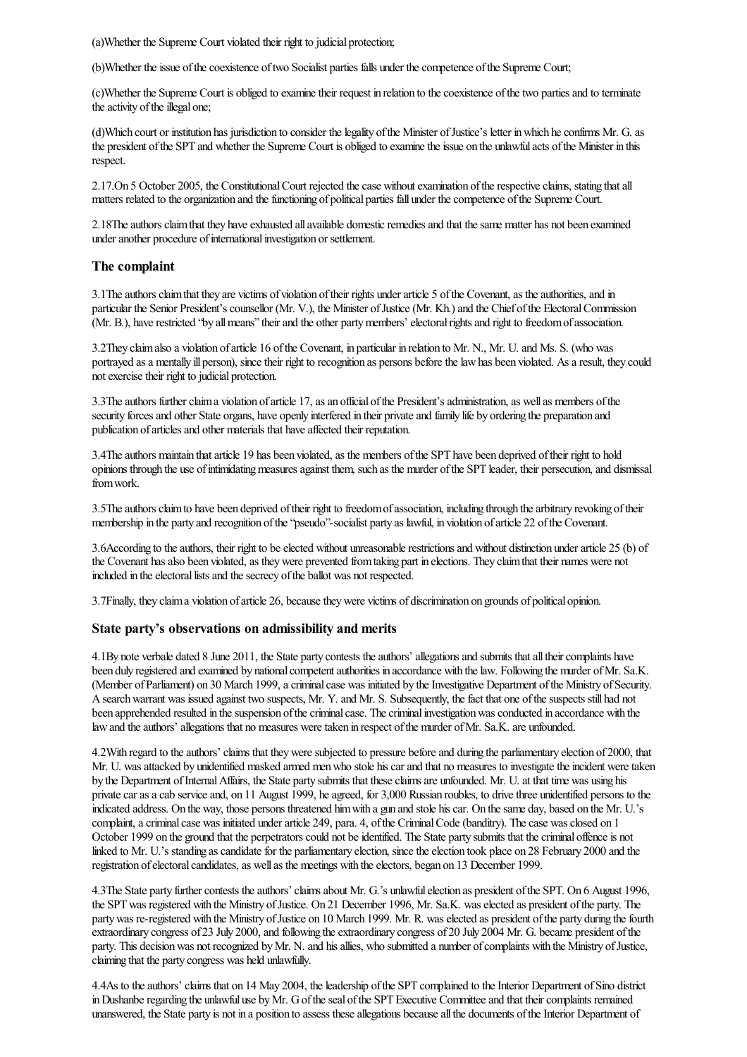(a)Whether the Supreme Court violated their right to judicial protection;

(b)Whether the issue of the coexistence of two Socialist parties falls under the competence of the Supreme Court;

(c)Whether the Supreme Court is obliged to examine their request in relation to the coexistence of the two parties and to terminate the activity of the illegal one;

(d)Which court or institution has jurisdiction to consider the legality of the Minister of Justice's letter in which he confirms Mr. G. as the president of the SPT and whether the Supreme Court is obliged to examine the issue on the unlawful acts of the Minister in this respect.

2.17.On 5 October 2005, the Constitutional Court rejected the case without examination of the respective claims, stating that all matters related to the organization and the functioning of political parties fall under the competence of the Supreme Court.

2.18The authors claim that they have exhausted all available domestic remedies and that the same matter has not been examined under another procedure of international investigation or settlement.

## The complaint

3.1The authors claim that they are victims of violation of their rights under article 5 of the Covenant, as the authorities, and in particular the Senior President's counsellor (Mr. V.), the Minister of Justice (Mr. Kh.) and the Chief of the Electoral Commission (Mr. B.), have restricted "by all means" their and the other party members' electoral rights and right to freedom of association.

3.2They claim also a violation of article 16 of the Covenant, in particular in relation to Mr. N., Mr. U. and Ms. S. (who was portrayed as a mentally ill person), since their right to recognition as persons before the law has been violated. As a result, they could not exercise their right to judicial protection.

3.3The authors further claim a violation of article 17, as an official of the President's administration, as well as members of the security forces and other State organs, have openly interfered in their private and family life by ordering the preparation and publication of articles and other materials that have affected their reputation.

3.4The authors maintain that article 19 has been violated, as the members of the SPT have been deprived of their right to hold opinions through the use of intimidating measures against them, such as the murder of the SPT leader, their persecution, and dismissal from work.

3.5The authors claim to have been deprived of their right to freedom of association, including through the arbitrary revoking of their membership in the party and recognition of the "pseudo"-socialist party as lawful, in violation of article 22 of the Covenant.

3.6According to the authors, their right to be elected without unreasonable restrictions and without distinction under article 25 (b) of the Covenant has also been violated, as they were prevented from taking part in elections. They claim that their names were not included in the electoral lists and the secrecy of the ballot was not respected.

3.7Finally, they claim a violation of article 26, because they were victims of discrimination on grounds of political opinion.

## State party's observations on admissibility and merits

4.1By note verbale dated 8 June 2011, the State party contests the authors' allegations and submits that all their complaints have been duly registered and examined by national competent authorities in accordance with the law. Following the murder of Mr. Sa.K. (Member of Parliament) on 30 March 1999, a criminal case was initiated by the Investigative Department of the Ministry of Security. A search warrant was issued against two suspects, Mr. Y. and Mr. S. Subsequently, the fact that one of the suspects still had not been apprehended resulted in the suspension of the criminal case. The criminal investigation was conducted in accordance with the law and the authors' allegations that no measures were taken in respect of the murder of Mr. Sa.K. are unfounded.

4.2With regard to the authors' claims that they were subjected to pressure before and during the parliamentary election of 2000, that Mr. U. was attacked by unidentified masked armed men who stole his car and that no measures to investigate the incident were taken by the Department of Internal Affairs, the State party submits that these claims are unfounded. Mr. U. at that time was using his private car as a cab service and, on 11 August 1999, he agreed, for 3,000 Russian roubles, to drive three unidentified persons to the indicated address. On the way, those persons threatened him with a gun and stole his car. On the same day, based on the Mr. U.'s complaint, a criminal case was initiated under article 249, para. 4, of the Criminal Code (banditry). The case was closed on 1 October 1999 on the ground that the perpetrators could not be identified. The State party submits that the criminal offence is not linked to Mr. U.'s standing as candidate for the parliamentary election, since the election took place on 28 February 2000 and the registration of electoral candidates, as well as the meetings with the electors, began on 13 December 1999.

4.3The State party further contests the authors' claims about Mr. G.'s unlawful election as president of the SPT. On 6 August 1996, the SPT was registered with the Ministry of Justice. On 21 December 1996, Mr. Sa.K. was elected as president of the party. The party was re-registered with the Ministry of Justice on 10 March 1999. Mr. R. was elected as president of the party during the fourth extraordinary congress of 23 July 2000, and following the extraordinary congress of 20 July 2004 Mr. G. became president of the party. This decision was not recognized by Mr. N. and his allies, who submitted a number of complaints with the Ministry of Justice, claiming that the party congress was held unlawfully.

4.4As to the authors' claims that on 14 May 2004, the leadership of the SPT complained to the Interior Department of Sino district in Dushanbe regarding the unlawful use by Mr. G of the seal of the SPT Executive Committee and that their complaints remained unanswered, the State party is not in a position to assess these allegations because all the documents of the Interior Department of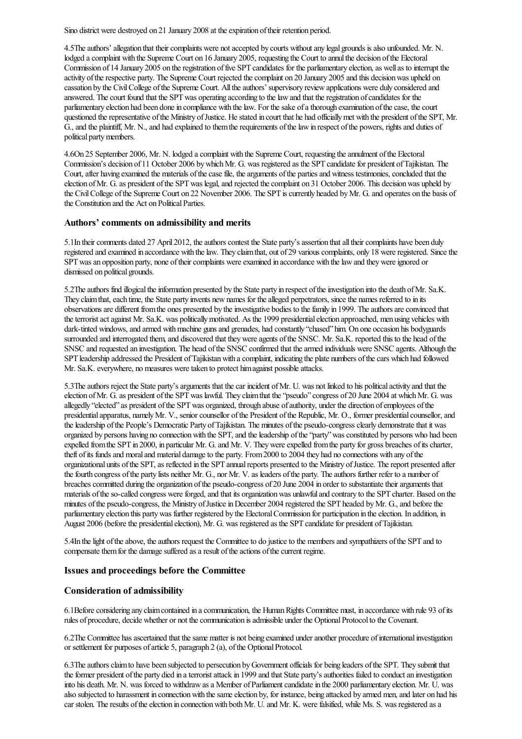Sino district were destroyed on 21 January 2008 at the expiration of their retention period.

4.5The authors' allegation that their complaints were not accepted by courts without any legal grounds is also unfounded. Mr. N. lodged a complaint with the Supreme Court on 16 January 2005, requesting the Court to annul the decision of the Electoral Commission of 14 January 2005 on the registration of five SPT candidates for the parliamentary election, as well as to interrupt the activity of the respective party. The Supreme Court rejected the complaint on 20 January 2005 and this decision was upheld on cassation by the Civil College of the Supreme Court. All the authors' supervisory review applications were duly considered and answered. The court found that the SPT was operating according to the law and that the registration of candidates for the parliamentary election had been done in compliance with the law. For the sake of a thorough examination of the case, the court questioned the representative of the Ministry of Justice. He stated in court that he had officially met with the president of the SPT, Mr. G., and the plaintiff, Mr. N., and had explained to them the requirements of the law in respect of the powers, rights and duties of political party members.

4.6On 25 September 2006, Mr. N. lodged a complaint with the Supreme Court, requesting the annulment of the Electoral Commission's decision of 11 October 2006 by which Mr. G. was registered as the SPT candidate for president of Tajikistan. The Court, after having examined the materials of the case file, the arguments of the parties and witness testimonies, concluded that the election of Mr. G. as president of the SPT was legal, and rejected the complaint on 31 October 2006. This decision was upheld by the Civil College of the Supreme Court on 22 November 2006. The SPT is currently headed by Mr. G. and operates on the basis of the Constitution and the Act on Political Parties.

### Authors' comments on admissibility and merits

5.1In their comments dated 27 April 2012, the authors contest the State party's assertion that all their complaints have been duly registered and examined in accordance with the law. They claim that, out of 29 various complaints, only 18 were registered. Since the SPT was an opposition party, none of their complaints were examined in accordance with the law and they were ignored or dismissed on political grounds.

5.2The authors find illogical the information presented by the State party in respect of the investigation into the death of Mr. Sa.K. They claim that, each time, the State party invents new names for the alleged perpetrators, since the names referred to in its observations are different from the ones presented by the investigative bodies to the family in 1999. The authors are convinced that the terrorist act against Mr. Sa.K. was politically motivated. As the 1999 presidential election approached, men using vehicles with dark-tinted windows, and armed with machine guns and grenades, had constantly "chased" him. On one occasion his bodyguards surrounded and interrogated them, and discovered that they were agents of the SNSC. Mr. Sa.K. reported this to the head of the SNSC and requested an investigation. The head of the SNSC confirmed that the armed individuals were SNSC agents. Although the SPT leadership addressed the President of Tajikistan with a complaint, indicating the plate numbers of the cars which had followed Mr. Sa.K. everywhere, no measures were taken to protect him against possible attacks.

5.3The authors reject the State party's arguments that the car incident of Mr. U. was not linked to his political activity and that the election of Mr. G. as president of the SPT was lawful. They claim that the "pseudo" congress of 20 June 2004 at which Mr. G. was allegedly "elected" as president of the SPT was organized, through abuse of authority, under the direction of employees of the presidential apparatus, namely Mr. V., senior counsellor of the President of the Republic, Mr. O., former presidential counsellor, and the leadership of the People's Democratic Party of Tajikistan. The minutes of the pseudo-congress clearly demonstrate that it was organized by persons having no connection with the SPT, and the leadership of the "party" was constituted by persons who had been expelled from the SPT in 2000, in particular Mr. G. and Mr. V. They were expelled from the party for gross breaches of its charter, theft of its funds and moral and material damage to the party. From 2000 to 2004 they had no connections with any of the organizational units of the SPT, as reflected in the SPT annual reports presented to the Ministry of Justice. The report presented after the fourth congress of the party lists neither Mr. G., nor Mr. V. as leaders of the party. The authors further refer to a number of breaches committed during the organization of the pseudo-congress of 20 June 2004 in order to substantiate their arguments that materials of the so-called congress were forged, and that its organization was unlawful and contrary to the SPT charter. Based on the minutes of the pseudo-congress, the Ministry of Justice in December 2004 registered the SPT headed by Mr. G., and before the parliamentary election this party was further registered by the Electoral Commission for participation in the election. In addition, in August 2006 (before the presidential election), Mr. G. was registered as the SPT candidate for president of Tajikistan.

5.4In the light of the above, the authors request the Committee to do justice to the members and sympathizers of the SPT and to compensate them for the damage suffered as a result of the actions of the current regime.

### Issues and proceedings before the Committee

### Consideration of admissibility

6.1Before considering any claim contained in a communication, the Human Rights Committee must, in accordance with rule 93 of its rules of procedure, decide whether or not the communication is admissible under the Optional Protocol to the Covenant.

6.2The Committee has ascertained that the same matter is not being examined under another procedure of international investigation or settlement for purposes of article 5, paragraph 2 (a), of the Optional Protocol.

6.3The authors claim to have been subjected to persecution by Government officials for being leaders of the SPT. They submit that the former president of the party died in a terrorist attack in 1999 and that State party's authorities failed to conduct an investigation into his death. Mr. N. was forced to withdraw as a Member of Parliament candidate in the 2000 parliamentary election. Mr. U. was also subjected to harassment in connection with the same election by, for instance, being attacked by armed men, and later on had his car stolen. The results of the election in connection with both Mr. U. and Mr. K. were falsified, while Ms. S. was registered as a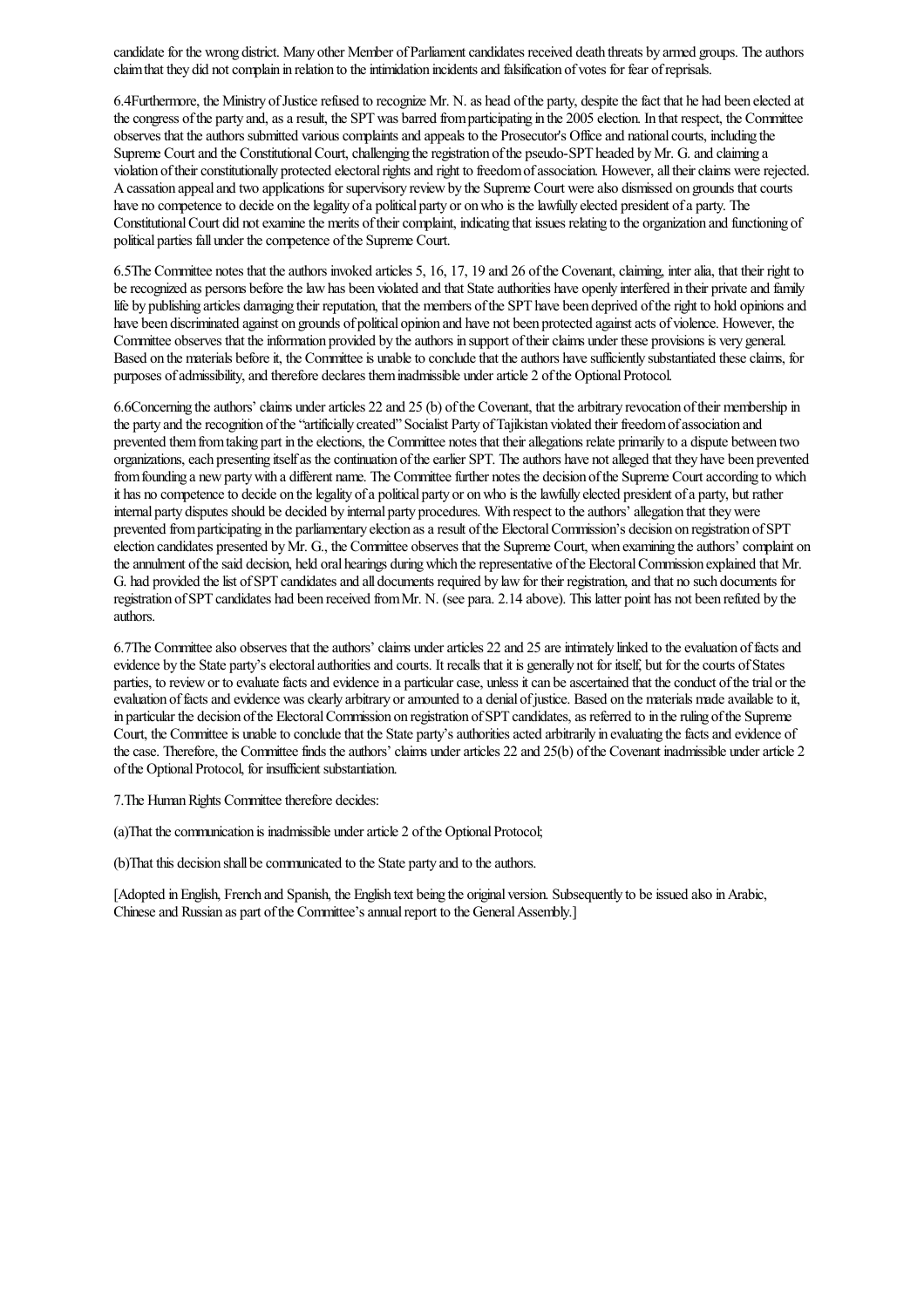candidate for the wrong district. Many other Member of Parliament candidates received death threats by armed groups. The authors claim that they did not complain in relation to the intimidation incidents and falsification of votes for fear of reprisals.

6.4Furthermore, the Ministry of Justice refused to recognize Mr. N. as head of the party, despite the fact that he had been elected at the congress of the party and, as a result, the SPT was barred from participating in the 2005 election. In that respect, the Committee observes that the authors submitted various complaints and appeals to the Prosecutor's Office and national courts, including the Supreme Court and the Constitutional Court, challenging the registration of the pseudo-SPT headed by Mr. G. and claiming a violation of their constitutionally protected electoral rights and right to freedom of association. However, all their claims were rejected. A cassation appeal and two applications for supervisory review by the Supreme Court were also dismissed on grounds that courts have no competence to decide on the legality of a political party or on who is the lawfully elected president of a party. The Constitutional Court did not examine the merits of their complaint, indicating that issues relating to the organization and functioning of political parties fall under the competence of the Supreme Court.

6.5The Committee notes that the authors invoked articles 5, 16, 17, 19 and 26 of the Covenant, claiming, inter alia, that their right to be recognized as persons before the law has been violated and that State authorities have openly interfered in their private and family life by publishing articles damaging their reputation, that the members of the SPT have been deprived of the right to hold opinions and have been discriminated against on grounds of political opinion and have not been protected against acts of violence. However, the Committee observes that the information provided by the authors in support of their claims under these provisions is very general. Based on the materials before it, the Committee is unable to conclude that the authors have sufficiently substantiated these claims, for purposes of admissibility, and therefore declares them inadmissible under article 2 of the Optional Protocol.

6.6Concerning the authors' claims under articles 22 and 25 (b) of the Covenant, that the arbitrary revocation of their membership in the party and the recognition of the "artificially created" Socialist Party of Tajikistan violated their freedom of association and prevented them from taking part in the elections, the Committee notes that their allegations relate primarily to a dispute between two organizations, each presenting itself as the continuation of the earlier SPT. The authors have not alleged that they have been prevented from founding a new party with a different name. The Committee further notes the decision of the Supreme Court according to which it has no competence to decide on the legality of a political party or on who is the lawfully elected president of a party, but rather internal party disputes should be decided by internal party procedures. With respect to the authors' allegation that they were prevented from participating in the parliamentary election as a result of the Electoral Commission's decision on registration of SPT election candidates presented by Mr. G., the Committee observes that the Supreme Court, when examining the authors' complaint on the annulment of the said decision, held oral hearings during which the representative of the Electoral Commission explained that Mr. G. had provided the list of SPT candidates and all documents required by law for their registration, and that no such documents for registration of SPT candidates had been received from Mr. N. (see para. 2.14 above). This latter point has not been refuted by the authors.

6.7The Committee also observes that the authors' claims under articles 22 and 25 are intimately linked to the evaluation of facts and evidence by the State party's electoral authorities and courts. It recalls that it is generally not for itself, but for the courts of States parties, to review or to evaluate facts and evidence in a particular case, unless it can be ascertained that the conduct of the trial or the evaluation of facts and evidence was clearly arbitrary or amounted to a denial of justice. Based on the materials made available to it, in particular the decision of the Electoral Commission on registration of SPT candidates, as referred to in the ruling of the Supreme Court, the Committee is unable to conclude that the State party's authorities acted arbitrarily in evaluating the facts and evidence of the case. Therefore, the Committee finds the authors' claims under articles 22 and 25(b) of the Covenant inadmissible under article 2 of the Optional Protocol, for insufficient substantiation.

7.The Human Rights Committee therefore decides:

(a)That the communication is inadmissible under article 2 of the Optional Protocol;

(b)That this decision shall be communicated to the State party and to the authors.

[Adopted in English, French and Spanish, the English text being the original version. Subsequently to be issued also in Arabic, Chinese and Russian as part of the Committee's annual report to the General Assembly.]